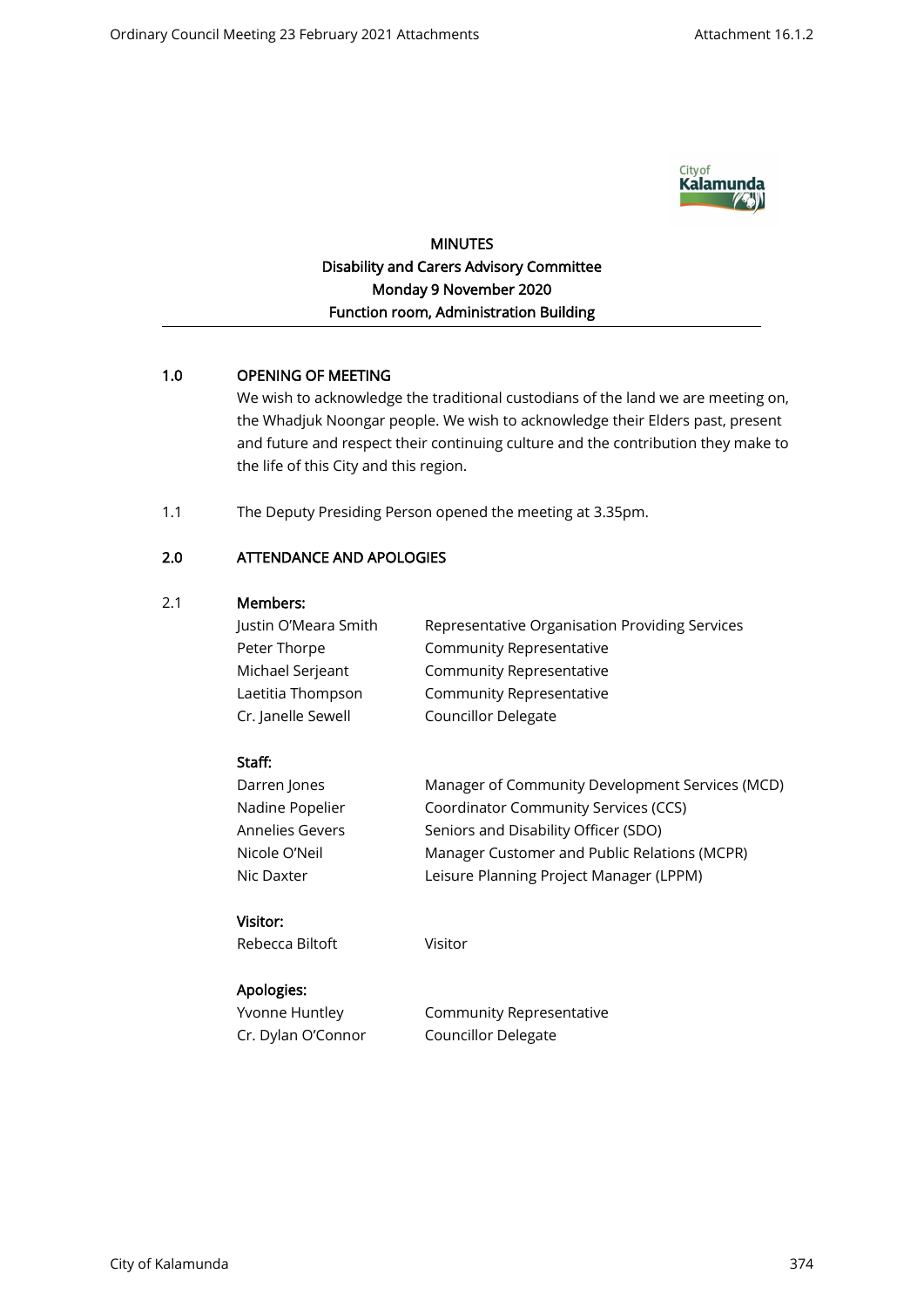# MINUTES

## Disability and Carers Advisory Committee

## Monday 9 November 2020

## Function room, Administration Building

---

## 1.0 OPENING OF MEETING

We wish to acknowledge the traditional custodians of the land we are meeting on, the Whadjuk Noongar people. We wish to acknowledge their Elders past, present and future and respect their continuing culture and the contribution they make to the life of this City and this region.

1.1 The Deputy Presiding Person opened the meeting at 3.35pm.

## 2.0 ATTENDANCE AND APOLOGIES

2.1 **Members:**

| | |
|---|---|
| Justin O'Meara Smith | Representative Organisation Providing Services |
| Peter Thorpe | Community Representative |
| Michael Serjeant | Community Representative |
| Laetitia Thompson | Community Representative |
| Cr. Janelle Sewell | Councillor Delegate |

**Staff:**

| | |
|---|---|
| Darren Jones | Manager of Community Development Services (MCD) |
| Nadine Popelier | Coordinator Community Services (CCS) |
| Annelies Gevers | Seniors and Disability Officer (SDO) |
| Nicole O'Neil | Manager Customer and Public Relations (MCPR) |
| Nic Daxter | Leisure Planning Project Manager (LPPM) |

**Visitor:**

| | |
|---|---|
| Rebecca Biltoft | Visitor |

**Apologies:**

| | |
|---|---|
| Yvonne Huntley | Community Representative |
| Cr. Dylan O'Connor | Councillor Delegate |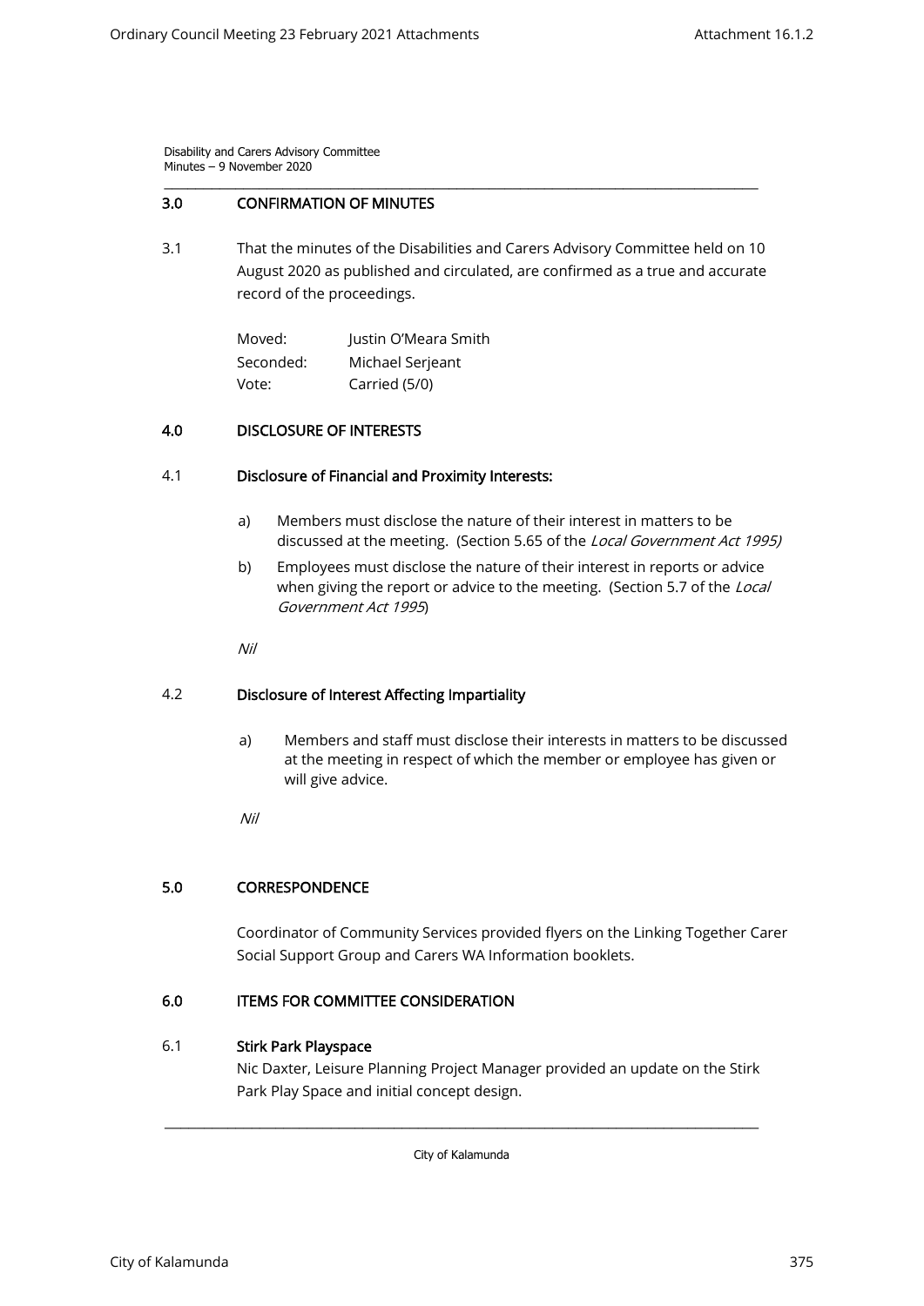## 3.0 CONFIRMATION OF MINUTES

3.1 That the minutes of the Disabilities and Carers Advisory Committee held on 10 August 2020 as published and circulated, are confirmed as a true and accurate record of the proceedings.

| | |
|---|---|
| Moved: | Justin O'Meara Smith |
| Seconded: | Michael Serjeant |
| Vote: | Carried (5/0) |

## 4.0 DISCLOSURE OF INTERESTS

### 4.1 Disclosure of Financial and Proximity Interests:

a) Members must disclose the nature of their interest in matters to be discussed at the meeting. (Section 5.65 of the *Local Government Act 1995)*

b) Employees must disclose the nature of their interest in reports or advice when giving the report or advice to the meeting. (Section 5.7 of the *Local Government Act 1995*)

*Nil*

### 4.2 Disclosure of Interest Affecting Impartiality

a) Members and staff must disclose their interests in matters to be discussed at the meeting in respect of which the member or employee has given or will give advice.

*Nil*

## 5.0 CORRESPONDENCE

Coordinator of Community Services provided flyers on the Linking Together Carer Social Support Group and Carers WA Information booklets.

## 6.0 ITEMS FOR COMMITTEE CONSIDERATION

### 6.1 Stirk Park Playspace

Nic Daxter, Leisure Planning Project Manager provided an update on the Stirk Park Play Space and initial concept design.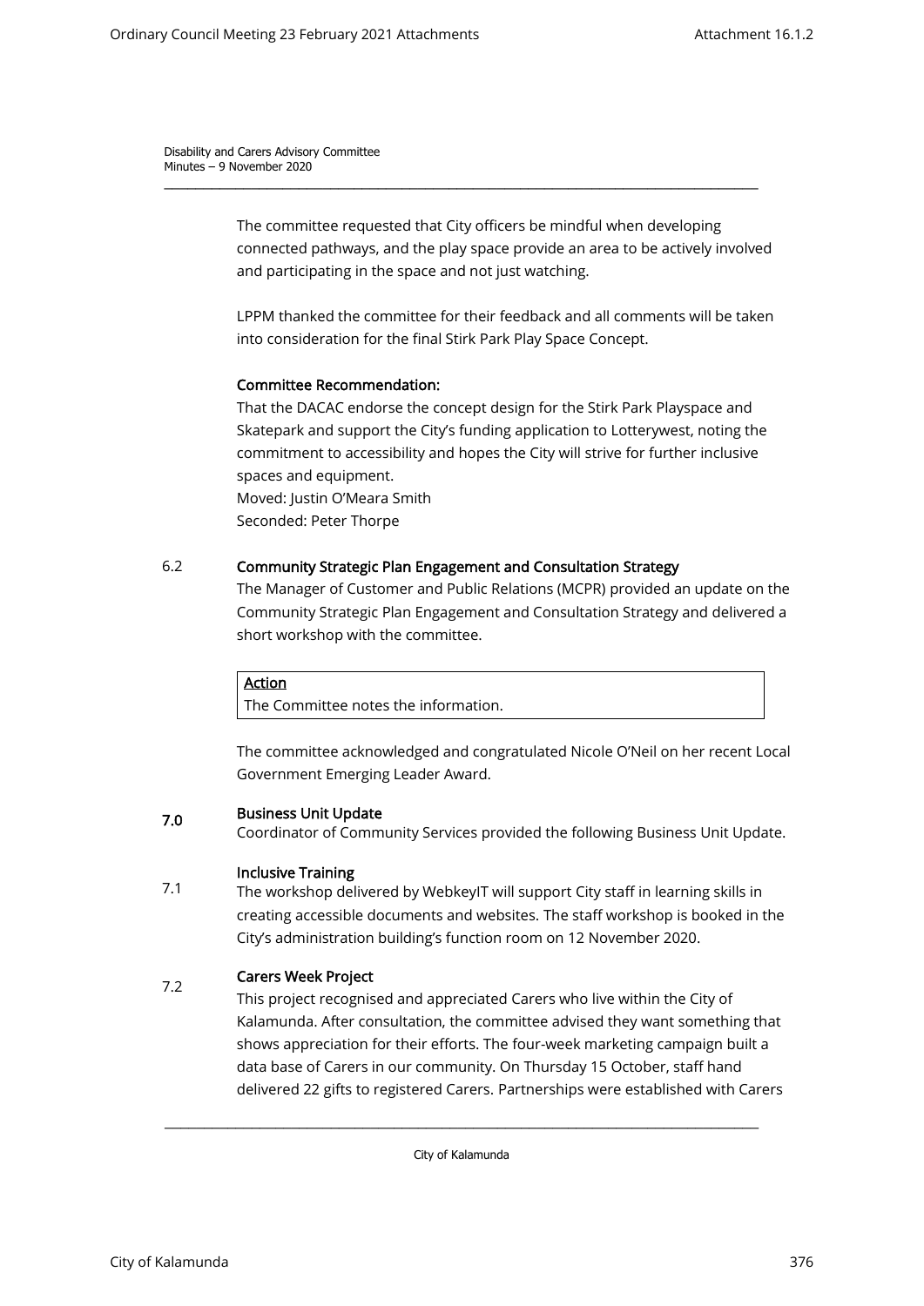The committee requested that City officers be mindful when developing connected pathways, and the play space provide an area to be actively involved and participating in the space and not just watching.

LPPM thanked the committee for their feedback and all comments will be taken into consideration for the final Stirk Park Play Space Concept.

**Committee Recommendation:**

That the DACAC endorse the concept design for the Stirk Park Playspace and Skatepark and support the City's funding application to Lotterywest, noting the commitment to accessibility and hopes the City will strive for further inclusive spaces and equipment.
Moved: Justin O'Meara Smith
Seconded: Peter Thorpe

**6.2 Community Strategic Plan Engagement and Consultation Strategy**

The Manager of Customer and Public Relations (MCPR) provided an update on the Community Strategic Plan Engagement and Consultation Strategy and delivered a short workshop with the committee.

| **Action** |
| --- |
| The Committee notes the information. |

The committee acknowledged and congratulated Nicole O'Neil on her recent Local Government Emerging Leader Award.

## 7.0 Business Unit Update

Coordinator of Community Services provided the following Business Unit Update.

**7.1 Inclusive Training**

The workshop delivered by WebkeyIT will support City staff in learning skills in creating accessible documents and websites. The staff workshop is booked in the City's administration building's function room on 12 November 2020.

**7.2 Carers Week Project**

This project recognised and appreciated Carers who live within the City of Kalamunda. After consultation, the committee advised they want something that shows appreciation for their efforts. The four-week marketing campaign built a data base of Carers in our community. On Thursday 15 October, staff hand delivered 22 gifts to registered Carers. Partnerships were established with Carers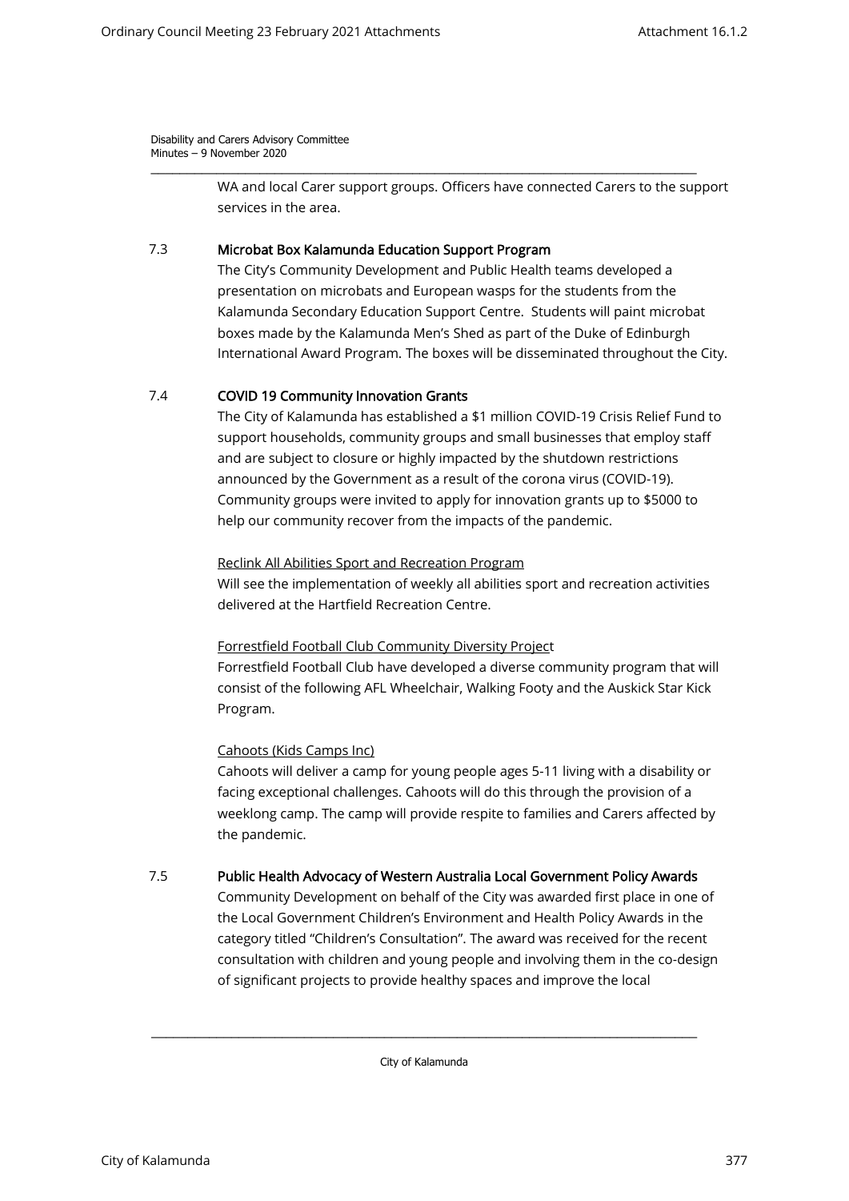WA and local Carer support groups. Officers have connected Carers to the support services in the area.

### 7.3 Microbat Box Kalamunda Education Support Program

The City's Community Development and Public Health teams developed a presentation on microbats and European wasps for the students from the Kalamunda Secondary Education Support Centre. Students will paint microbat boxes made by the Kalamunda Men's Shed as part of the Duke of Edinburgh International Award Program. The boxes will be disseminated throughout the City.

### 7.4 COVID 19 Community Innovation Grants

The City of Kalamunda has established a $1 million COVID-19 Crisis Relief Fund to support households, community groups and small businesses that employ staff and are subject to closure or highly impacted by the shutdown restrictions announced by the Government as a result of the corona virus (COVID-19). Community groups were invited to apply for innovation grants up to $5000 to help our community recover from the impacts of the pandemic.

<u>Reclink All Abilities Sport and Recreation Program</u>

Will see the implementation of weekly all abilities sport and recreation activities delivered at the Hartfield Recreation Centre.

<u>Forrestfield Football Club Community Diversity Project</u>

Forrestfield Football Club have developed a diverse community program that will consist of the following AFL Wheelchair, Walking Footy and the Auskick Star Kick Program.

<u>Cahoots (Kids Camps Inc)</u>

Cahoots will deliver a camp for young people ages 5-11 living with a disability or facing exceptional challenges. Cahoots will do this through the provision of a weeklong camp. The camp will provide respite to families and Carers affected by the pandemic.

### 7.5 Public Health Advocacy of Western Australia Local Government Policy Awards

Community Development on behalf of the City was awarded first place in one of the Local Government Children's Environment and Health Policy Awards in the category titled "Children's Consultation". The award was received for the recent consultation with children and young people and involving them in the co-design of significant projects to provide healthy spaces and improve the local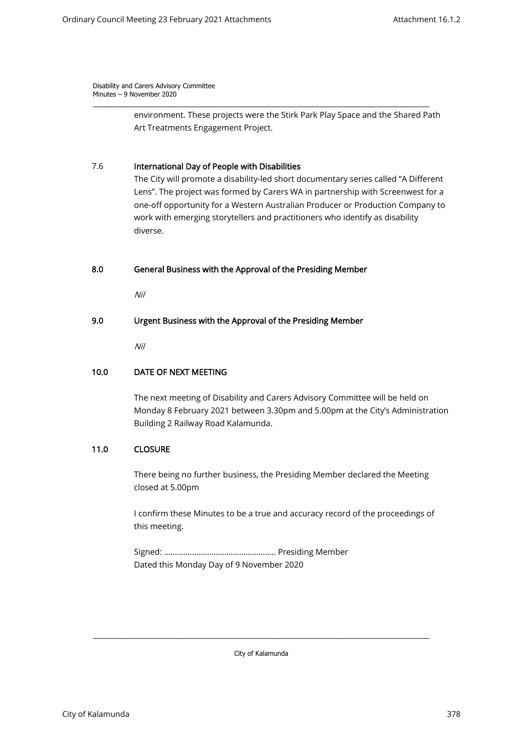environment. These projects were the Stirk Park Play Space and the Shared Path Art Treatments Engagement Project.

7.6 **International Day of People with Disabilities**

The City will promote a disability-led short documentary series called "A Different Lens". The project was formed by Carers WA in partnership with Screenwest for a one-off opportunity for a Western Australian Producer or Production Company to work with emerging storytellers and practitioners who identify as disability diverse.

## 8.0 General Business with the Approval of the Presiding Member

*Nil*

## 9.0 Urgent Business with the Approval of the Presiding Member

*Nil*

## 10.0 DATE OF NEXT MEETING

The next meeting of Disability and Carers Advisory Committee will be held on Monday 8 February 2021 between 3.30pm and 5.00pm at the City's Administration Building 2 Railway Road Kalamunda.

## 11.0 CLOSURE

There being no further business, the Presiding Member declared the Meeting closed at 5.00pm

I confirm these Minutes to be a true and accuracy record of the proceedings of this meeting.

Signed: ................................................... Presiding Member
Dated this Monday Day of 9 November 2020